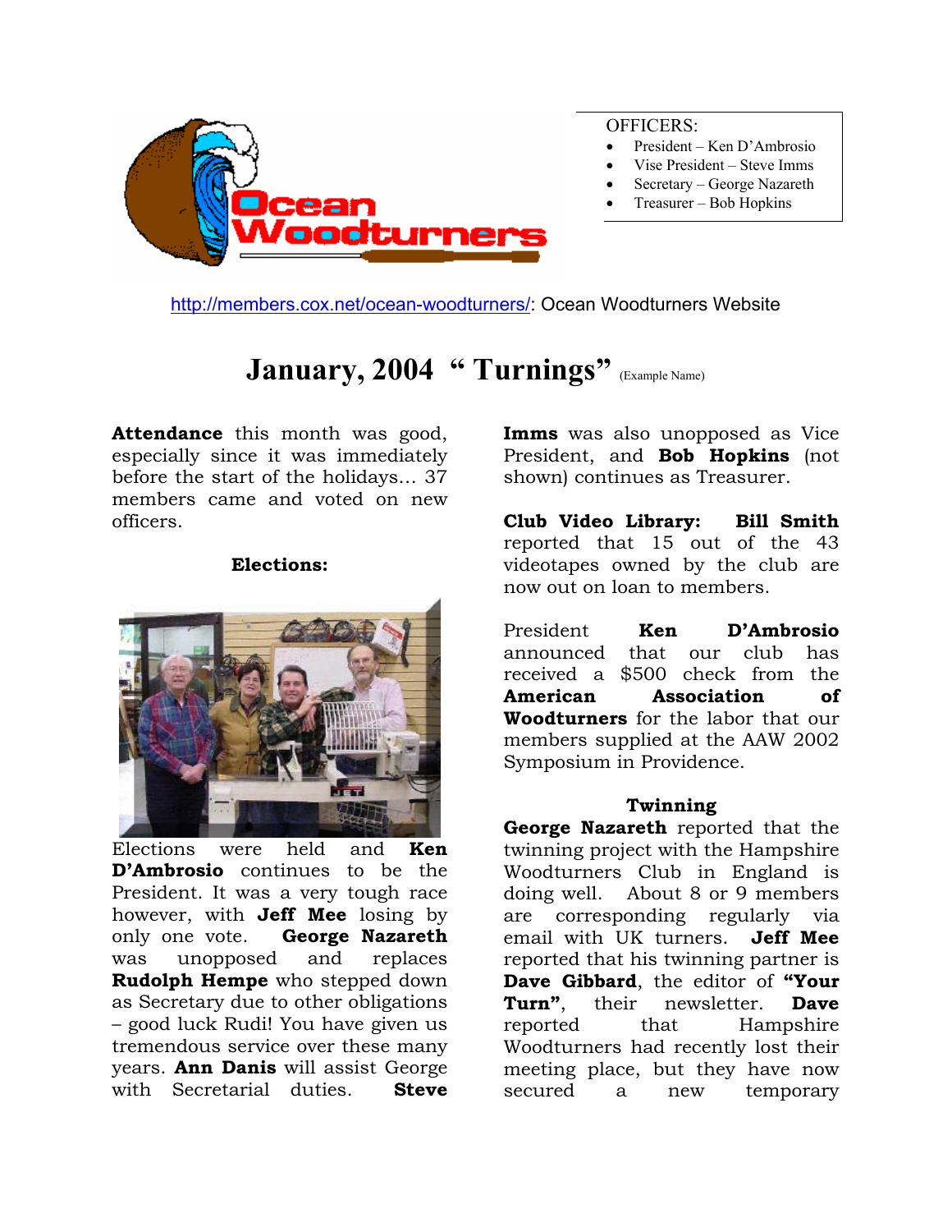OFFICERS:

- President – Ken D'Ambrosio
- Vise President – Steve Imms
- Secretary – George Nazareth
- Treasurer – Bob Hopkins

http://members.cox.net/ocean-woodturners/: Ocean Woodturners Website

# January, 2004 " Turnings" (Example Name)

**Attendance** this month was good, especially since it was immediately before the start of the holidays… 37 members came and voted on new officers.

**Elections:**

Elections were held and **Ken D'Ambrosio** continues to be the President. It was a very tough race however, with **Jeff Mee** losing by only one vote. **George Nazareth** was unopposed and replaces **Rudolph Hempe** who stepped down as Secretary due to other obligations – good luck Rudi! You have given us tremendous service over these many years. **Ann Danis** will assist George with Secretarial duties. **Steve Imms** was also unopposed as Vice President, and **Bob Hopkins** (not shown) continues as Treasurer.

**Club Video Library:** **Bill Smith** reported that 15 out of the 43 videotapes owned by the club are now out on loan to members.

President **Ken D'Ambrosio** announced that our club has received a $500 check from the **American Association of Woodturners** for the labor that our members supplied at the AAW 2002 Symposium in Providence.

**Twinning**

**George Nazareth** reported that the twinning project with the Hampshire Woodturners Club in England is doing well. About 8 or 9 members are corresponding regularly via email with UK turners. **Jeff Mee** reported that his twinning partner is **Dave Gibbard**, the editor of **"Your Turn"**, their newsletter. **Dave** reported that Hampshire Woodturners had recently lost their meeting place, but they have now secured a new temporary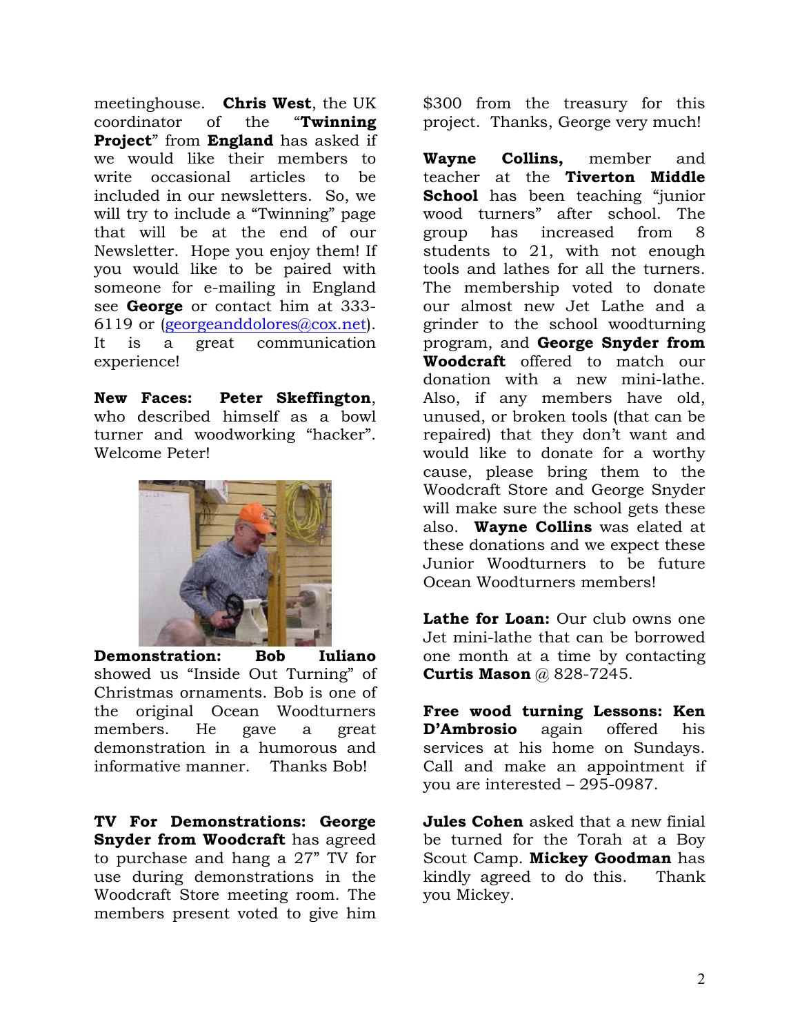meetinghouse. **Chris West**, the UK coordinator of the "**Twinning Project**" from **England** has asked if we would like their members to write occasional articles to be included in our newsletters. So, we will try to include a "Twinning" page that will be at the end of our Newsletter. Hope you enjoy them! If you would like to be paired with someone for e-mailing in England see **George** or contact him at 333-6119 or (georgeanddolores@cox.net). It is a great communication experience!

**New Faces:** **Peter Skeffington**, who described himself as a bowl turner and woodworking "hacker". Welcome Peter!

**Demonstration:** **Bob Iuliano** showed us "Inside Out Turning" of Christmas ornaments. Bob is one of the original Ocean Woodturners members. He gave a great demonstration in a humorous and informative manner. Thanks Bob!

**TV For Demonstrations: George Snyder from Woodcraft** has agreed to purchase and hang a 27" TV for use during demonstrations in the Woodcraft Store meeting room. The members present voted to give him $300 from the treasury for this project. Thanks, George very much!

**Wayne Collins,** member and teacher at the **Tiverton Middle School** has been teaching "junior wood turners" after school. The group has increased from 8 students to 21, with not enough tools and lathes for all the turners. The membership voted to donate our almost new Jet Lathe and a grinder to the school woodturning program, and **George Snyder from Woodcraft** offered to match our donation with a new mini-lathe. Also, if any members have old, unused, or broken tools (that can be repaired) that they don't want and would like to donate for a worthy cause, please bring them to the Woodcraft Store and George Snyder will make sure the school gets these also. **Wayne Collins** was elated at these donations and we expect these Junior Woodturners to be future Ocean Woodturners members!

**Lathe for Loan:** Our club owns one Jet mini-lathe that can be borrowed one month at a time by contacting **Curtis Mason** @ 828-7245.

**Free wood turning Lessons: Ken D'Ambrosio** again offered his services at his home on Sundays. Call and make an appointment if you are interested – 295-0987.

**Jules Cohen** asked that a new finial be turned for the Torah at a Boy Scout Camp. **Mickey Goodman** has kindly agreed to do this. Thank you Mickey.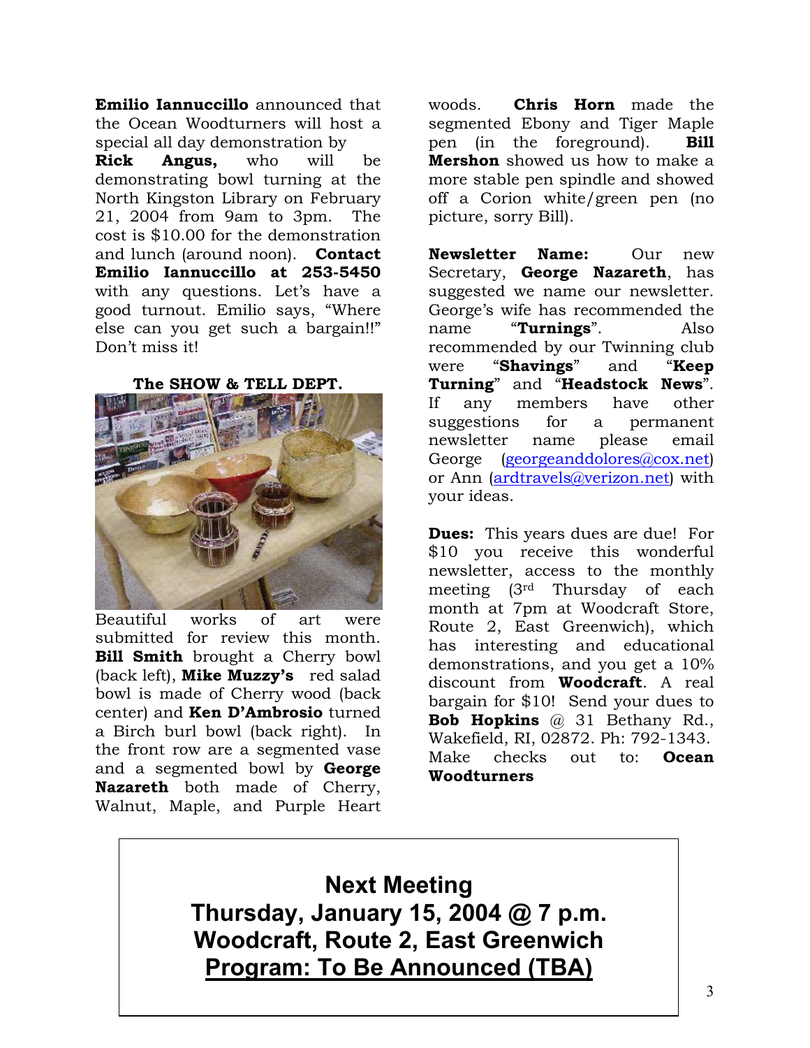**Emilio Iannuccillo** announced that the Ocean Woodturners will host a special all day demonstration by **Rick Angus,** who will be demonstrating bowl turning at the North Kingston Library on February 21, 2004 from 9am to 3pm. The cost is $10.00 for the demonstration and lunch (around noon). **Contact Emilio Iannuccillo at 253-5450** with any questions. Let's have a good turnout. Emilio says, "Where else can you get such a bargain!!" Don't miss it!

### The SHOW & TELL DEPT.

Beautiful works of art were submitted for review this month. **Bill Smith** brought a Cherry bowl (back left), **Mike Muzzy's** red salad bowl is made of Cherry wood (back center) and **Ken D'Ambrosio** turned a Birch burl bowl (back right). In the front row are a segmented vase and a segmented bowl by **George Nazareth** both made of Cherry, Walnut, Maple, and Purple Heart woods. **Chris Horn** made the segmented Ebony and Tiger Maple pen (in the foreground). **Bill Mershon** showed us how to make a more stable pen spindle and showed off a Corion white/green pen (no picture, sorry Bill).

**Newsletter Name:** Our new Secretary, **George Nazareth**, has suggested we name our newsletter. George's wife has recommended the name "**Turnings**". Also recommended by our Twinning club were "**Shavings**" and "**Keep Turning**" and "**Headstock News**". If any members have other suggestions for a permanent newsletter name please email George (georgeanddolores@cox.net) or Ann (ardtravels@verizon.net) with your ideas.

**Dues:** This years dues are due! For $10 you receive this wonderful newsletter, access to the monthly meeting (3rd Thursday of each month at 7pm at Woodcraft Store, Route 2, East Greenwich), which has interesting and educational demonstrations, and you get a 10% discount from **Woodcraft**. A real bargain for $10! Send your dues to **Bob Hopkins** @ 31 Bethany Rd., Wakefield, RI, 02872. Ph: 792-1343. Make checks out to: **Ocean Woodturners**

## Next Meeting
## Thursday, January 15, 2004 @ 7 p.m.
## Woodcraft, Route 2, East Greenwich
## Program: To Be Announced (TBA)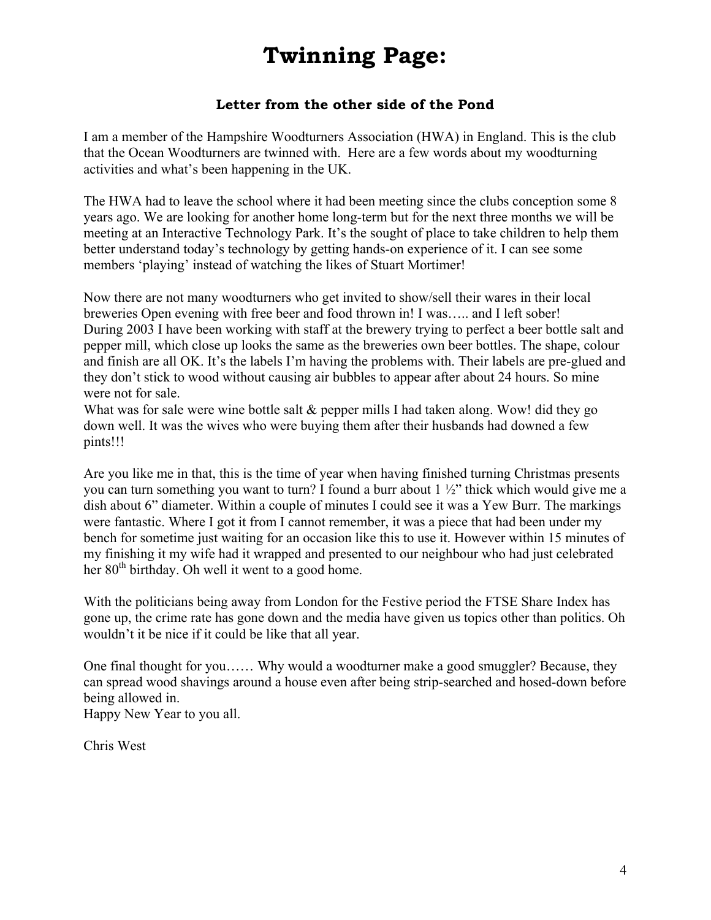# Twinning Page:

### Letter from the other side of the Pond

I am a member of the Hampshire Woodturners Association (HWA) in England. This is the club that the Ocean Woodturners are twinned with. Here are a few words about my woodturning activities and what's been happening in the UK.

The HWA had to leave the school where it had been meeting since the clubs conception some 8 years ago. We are looking for another home long-term but for the next three months we will be meeting at an Interactive Technology Park. It's the sought of place to take children to help them better understand today's technology by getting hands-on experience of it. I can see some members 'playing' instead of watching the likes of Stuart Mortimer!

Now there are not many woodturners who get invited to show/sell their wares in their local breweries Open evening with free beer and food thrown in! I was….. and I left sober!
During 2003 I have been working with staff at the brewery trying to perfect a beer bottle salt and pepper mill, which close up looks the same as the breweries own beer bottles. The shape, colour and finish are all OK. It's the labels I'm having the problems with. Their labels are pre-glued and they don't stick to wood without causing air bubbles to appear after about 24 hours. So mine were not for sale.
What was for sale were wine bottle salt & pepper mills I had taken along. Wow! did they go down well. It was the wives who were buying them after their husbands had downed a few pints!!!

Are you like me in that, this is the time of year when having finished turning Christmas presents you can turn something you want to turn? I found a burr about 1 ½" thick which would give me a dish about 6" diameter. Within a couple of minutes I could see it was a Yew Burr. The markings were fantastic. Where I got it from I cannot remember, it was a piece that had been under my bench for sometime just waiting for an occasion like this to use it. However within 15 minutes of my finishing it my wife had it wrapped and presented to our neighbour who had just celebrated her 80th birthday. Oh well it went to a good home.

With the politicians being away from London for the Festive period the FTSE Share Index has gone up, the crime rate has gone down and the media have given us topics other than politics. Oh wouldn't it be nice if it could be like that all year.

One final thought for you…… Why would a woodturner make a good smuggler? Because, they can spread wood shavings around a house even after being strip-searched and hosed-down before being allowed in.
Happy New Year to you all.

Chris West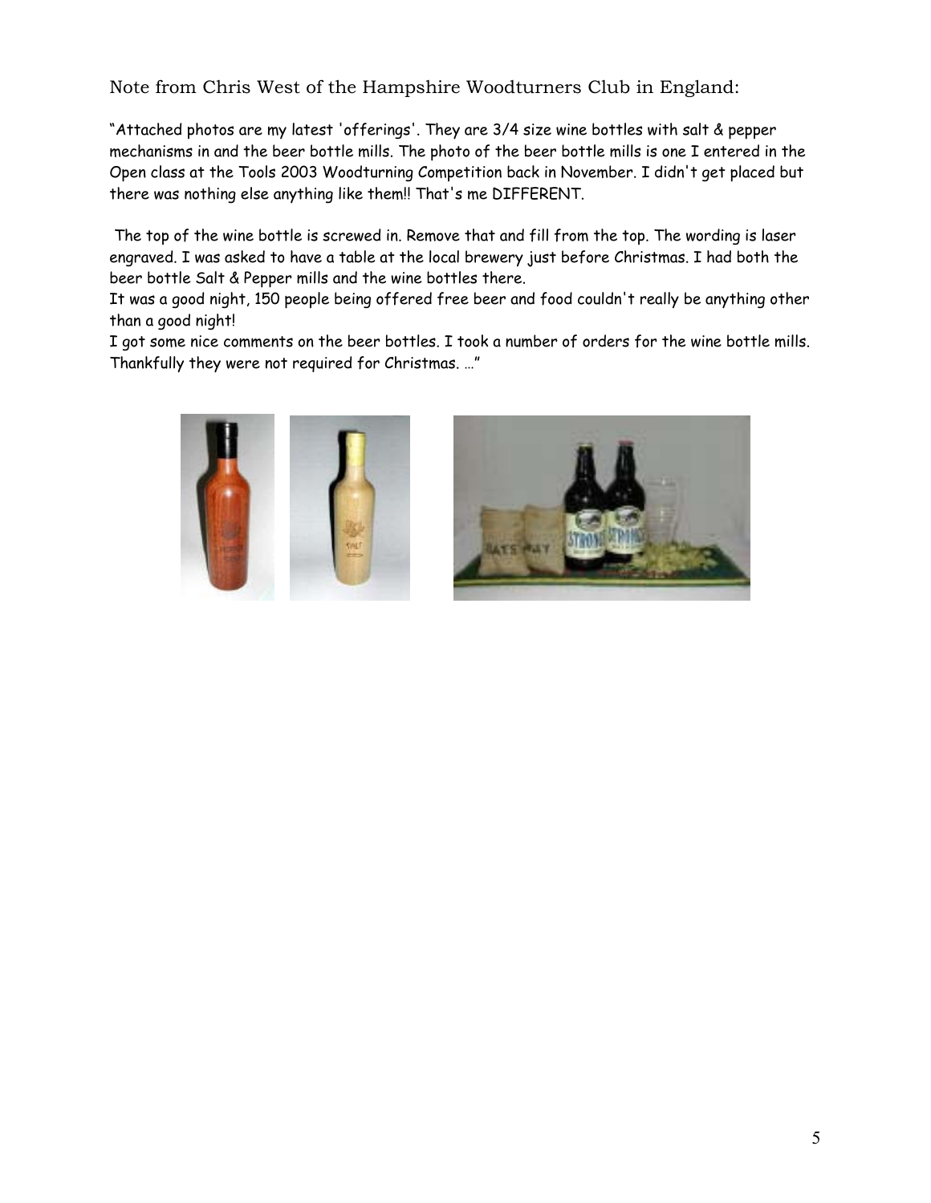Note from Chris West of the Hampshire Woodturners Club in England:

"Attached photos are my latest 'offerings'. They are 3/4 size wine bottles with salt & pepper mechanisms in and the beer bottle mills. The photo of the beer bottle mills is one I entered in the Open class at the Tools 2003 Woodturning Competition back in November. I didn't get placed but there was nothing else anything like them!! That's me DIFFERENT.

The top of the wine bottle is screwed in. Remove that and fill from the top. The wording is laser engraved. I was asked to have a table at the local brewery just before Christmas. I had both the beer bottle Salt & Pepper mills and the wine bottles there.
It was a good night, 150 people being offered free beer and food couldn't really be anything other than a good night!
I got some nice comments on the beer bottles. I took a number of orders for the wine bottle mills. Thankfully they were not required for Christmas. …"